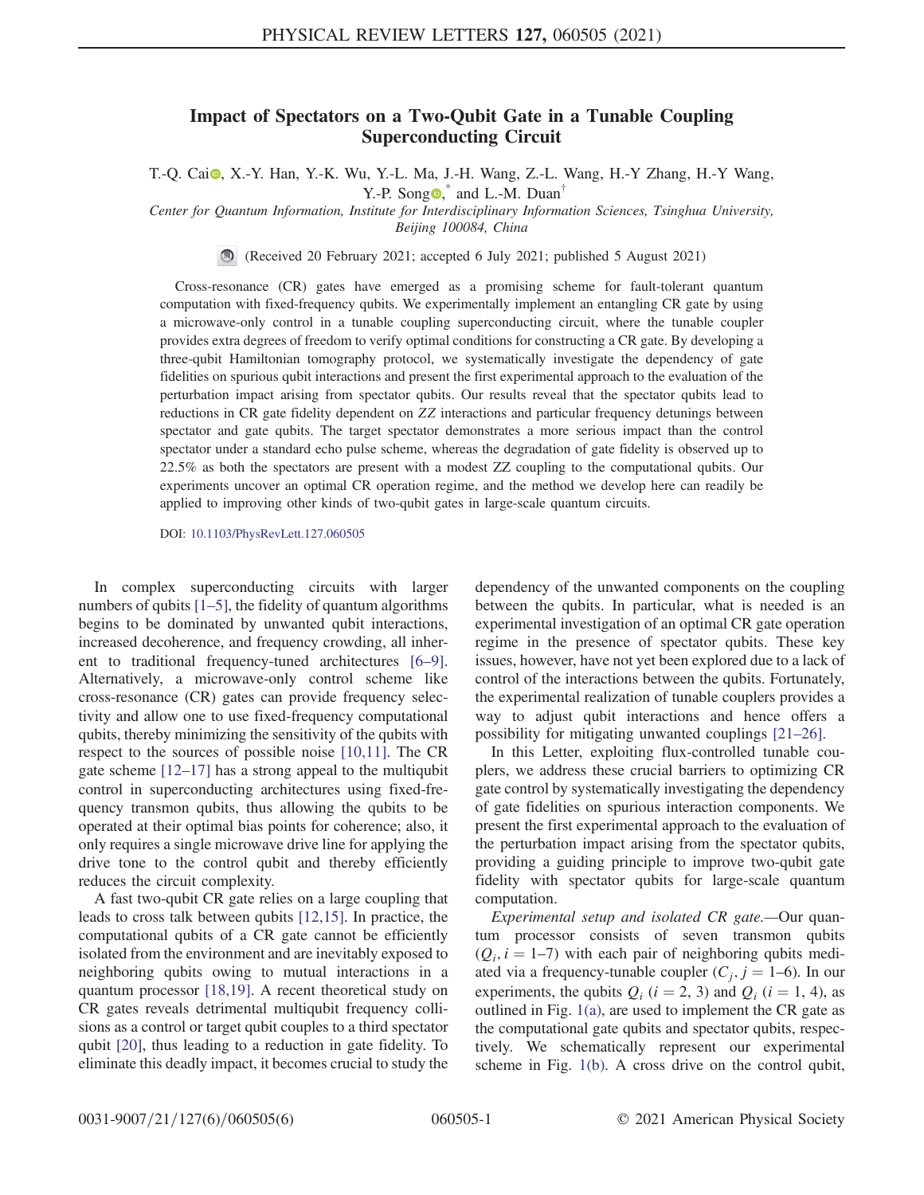# Impact of Spectators on a Two-Qubit Gate in a Tunable Coupling Superconducting Circuit

T.-Q. Cai, X.-Y. Han, Y.-K. Wu, Y.-L. Ma, J.-H. Wang, Z.-L. Wang, H.-Y Zhang, H.-Y Wang, Y.-P. Song,[*] and L.-M. Duan[†]

*Center for Quantum Information, Institute for Interdisciplinary Information Sciences, Tsinghua University, Beijing 100084, China*

(Received 20 February 2021; accepted 6 July 2021; published 5 August 2021)

Cross-resonance (CR) gates have emerged as a promising scheme for fault-tolerant quantum computation with fixed-frequency qubits. We experimentally implement an entangling CR gate by using a microwave-only control in a tunable coupling superconducting circuit, where the tunable coupler provides extra degrees of freedom to verify optimal conditions for constructing a CR gate. By developing a three-qubit Hamiltonian tomography protocol, we systematically investigate the dependency of gate fidelities on spurious qubit interactions and present the first experimental approach to the evaluation of the perturbation impact arising from spectator qubits. Our results reveal that the spectator qubits lead to reductions in CR gate fidelity dependent on $ZZ$ interactions and particular frequency detunings between spectator and gate qubits. The target spectator demonstrates a more serious impact than the control spectator under a standard echo pulse scheme, whereas the degradation of gate fidelity is observed up to 22.5% as both the spectators are present with a modest $ZZ$ coupling to the computational qubits. Our experiments uncover an optimal CR operation regime, and the method we develop here can readily be applied to improving other kinds of two-qubit gates in large-scale quantum circuits.

DOI: 10.1103/PhysRevLett.127.060505

In complex superconducting circuits with larger numbers of qubits [1–5], the fidelity of quantum algorithms begins to be dominated by unwanted qubit interactions, increased decoherence, and frequency crowding, all inherent to traditional frequency-tuned architectures [6–9]. Alternatively, a microwave-only control scheme like cross-resonance (CR) gates can provide frequency selectivity and allow one to use fixed-frequency computational qubits, thereby minimizing the sensitivity of the qubits with respect to the sources of possible noise [10,11]. The CR gate scheme [12–17] has a strong appeal to the multiqubit control in superconducting architectures using fixed-frequency transmon qubits, thus allowing the qubits to be operated at their optimal bias points for coherence; also, it only requires a single microwave drive line for applying the drive tone to the control qubit and thereby efficiently reduces the circuit complexity.

A fast two-qubit CR gate relies on a large coupling that leads to cross talk between qubits [12,15]. In practice, the computational qubits of a CR gate cannot be efficiently isolated from the environment and are inevitably exposed to neighboring qubits owing to mutual interactions in a quantum processor [18,19]. A recent theoretical study on CR gates reveals detrimental multiqubit frequency collisions as a control or target qubit couples to a third spectator qubit [20], thus leading to a reduction in gate fidelity. To eliminate this deadly impact, it becomes crucial to study the dependency of the unwanted components on the coupling between the qubits. In particular, what is needed is an experimental investigation of an optimal CR gate operation regime in the presence of spectator qubits. These key issues, however, have not yet been explored due to a lack of control of the interactions between the qubits. Fortunately, the experimental realization of tunable couplers provides a way to adjust qubit interactions and hence offers a possibility for mitigating unwanted couplings [21–26].

In this Letter, exploiting flux-controlled tunable couplers, we address these crucial barriers to optimizing CR gate control by systematically investigating the dependency of gate fidelities on spurious interaction components. We present the first experimental approach to the evaluation of the perturbation impact arising from the spectator qubits, providing a guiding principle to improve two-qubit gate fidelity with spectator qubits for large-scale quantum computation.

*Experimental setup and isolated CR gate.*—Our quantum processor consists of seven transmon qubits ($Q_i, i = 1$–$7$) with each pair of neighboring qubits mediated via a frequency-tunable coupler ($C_j, j = 1$–$6$). In our experiments, the qubits $Q_i$ ($i = 2, 3$) and $Q_i$ ($i = 1, 4$), as outlined in Fig. 1(a), are used to implement the CR gate as the computational gate qubits and spectator qubits, respectively. We schematically represent our experimental scheme in Fig. 1(b). A cross drive on the control qubit,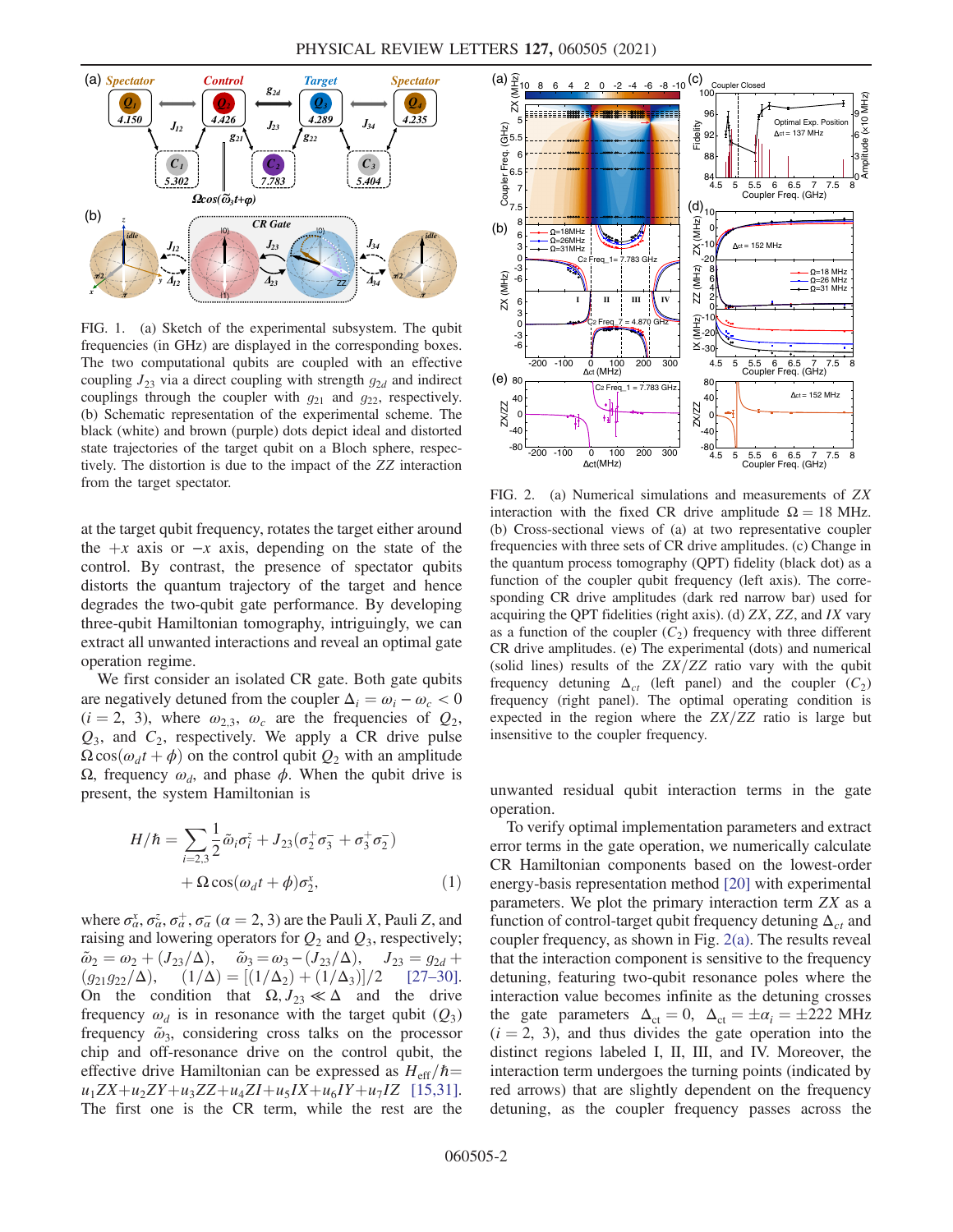FIG. 1. (a) Sketch of the experimental subsystem. The qubit frequencies (in GHz) are displayed in the corresponding boxes. The two computational qubits are coupled with an effective coupling $J_{23}$ via a direct coupling with strength $g_{2d}$ and indirect couplings through the coupler with $g_{21}$ and $g_{22}$, respectively. (b) Schematic representation of the experimental scheme. The black (white) and brown (purple) dots depict ideal and distorted state trajectories of the target qubit on a Bloch sphere, respectively. The distortion is due to the impact of the $ZZ$ interaction from the target spectator.

at the target qubit frequency, rotates the target either around the $+x$ axis or $-x$ axis, depending on the state of the control. By contrast, the presence of spectator qubits distorts the quantum trajectory of the target and hence degrades the two-qubit gate performance. By developing three-qubit Hamiltonian tomography, intriguingly, we can extract all unwanted interactions and reveal an optimal gate operation regime.

We first consider an isolated CR gate. Both gate qubits are negatively detuned from the coupler $\Delta_i = \omega_i - \omega_c < 0$ ($i = 2, 3$), where $\omega_{2,3}$, $\omega_c$ are the frequencies of $Q_2$, $Q_3$, and $C_2$, respectively. We apply a CR drive pulse $\Omega\cos(\omega_d t + \phi)$ on the control qubit $Q_2$ with an amplitude $\Omega$, frequency $\omega_d$, and phase $\phi$. When the qubit drive is present, the system Hamiltonian is

$$H/\hbar = \sum_{i=2,3}\frac{1}{2}\tilde{\omega}_i\sigma_i^z + J_{23}(\sigma_2^+\sigma_3^- + \sigma_3^+\sigma_2^-) + \Omega\cos(\omega_d t + \phi)\sigma_2^x, \tag{1}$$

where $\sigma_\alpha^x, \sigma_\alpha^z, \sigma_\alpha^+, \sigma_\alpha^-$ ($\alpha = 2, 3$) are the Pauli $X$, Pauli $Z$, and raising and lowering operators for $Q_2$ and $Q_3$, respectively; $\tilde{\omega}_2 = \omega_2 + (J_{23}/\Delta)$, $\tilde{\omega}_3 = \omega_3 - (J_{23}/\Delta)$, $J_{23} = g_{2d} + (g_{21}g_{22}/\Delta)$, $(1/\Delta) = [(1/\Delta_2) + (1/\Delta_3)]/2$ [27–30]. On the condition $\Omega, J_{23} \ll \Delta$ and the drive frequency $\omega_d$ is in resonance with the target qubit ($Q_3$) frequency $\tilde{\omega}_3$, considering cross talks on the processor chip and off-resonance drive on the control qubit, the effective drive Hamiltonian can be expressed as $H_{\text{eff}}/\hbar = u_1 ZX + u_2 ZY + u_3 ZZ + u_4 ZI + u_5 IX + u_6 IY + u_7 IZ$ [15,31]. The first one is the CR term, while the rest are the unwanted residual qubit interaction terms in the gate operation.

FIG. 2. (a) Numerical simulations and measurements of $ZX$ interaction with the fixed CR drive amplitude $\Omega = 18$ MHz. (b) Cross-sectional views of (a) at two representative coupler frequencies with three sets of CR drive amplitudes. (c) Change in the quantum process tomography (QPT) fidelity (black dot) as a function of the coupler qubit frequency (left axis). The corresponding CR drive amplitudes (dark red narrow bar) used for acquiring the QPT fidelities (right axis). (d) $ZX$, $ZZ$, and $IX$ vary as a function of the coupler ($C_2$) frequency with three different CR drive amplitudes. (e) The experimental (dots) and numerical (solid lines) results of the $ZX/ZZ$ ratio vary with the qubit frequency detuning $\Delta_{ct}$ (left panel) and the coupler ($C_2$) frequency (right panel). The optimal operating condition is expected in the region where the $ZX/ZZ$ ratio is large but insensitive to the coupler frequency.

To verify optimal implementation parameters and extract error terms in the gate operation, we numerically calculate CR Hamiltonian components based on the lowest-order energy-basis representation method [20] with experimental parameters. We plot the primary interaction term $ZX$ as a function of control-target qubit frequency detuning $\Delta_{ct}$ and coupler frequency, as shown in Fig. 2(a). The results reveal that the interaction component is sensitive to the frequency detuning, featuring two-qubit resonance poles where the interaction value becomes infinite as the detuning crosses the gate parameters $\Delta_{\text{ct}} = 0$, $\Delta_{\text{ct}} = \pm\alpha_i = \pm 222$ MHz ($i = 2, 3$), and thus divides the gate operation into the distinct regions labeled I, II, III, and IV. Moreover, the interaction term undergoes the turning points (indicated by red arrows) that are slightly dependent on the frequency detuning, as the coupler frequency passes across the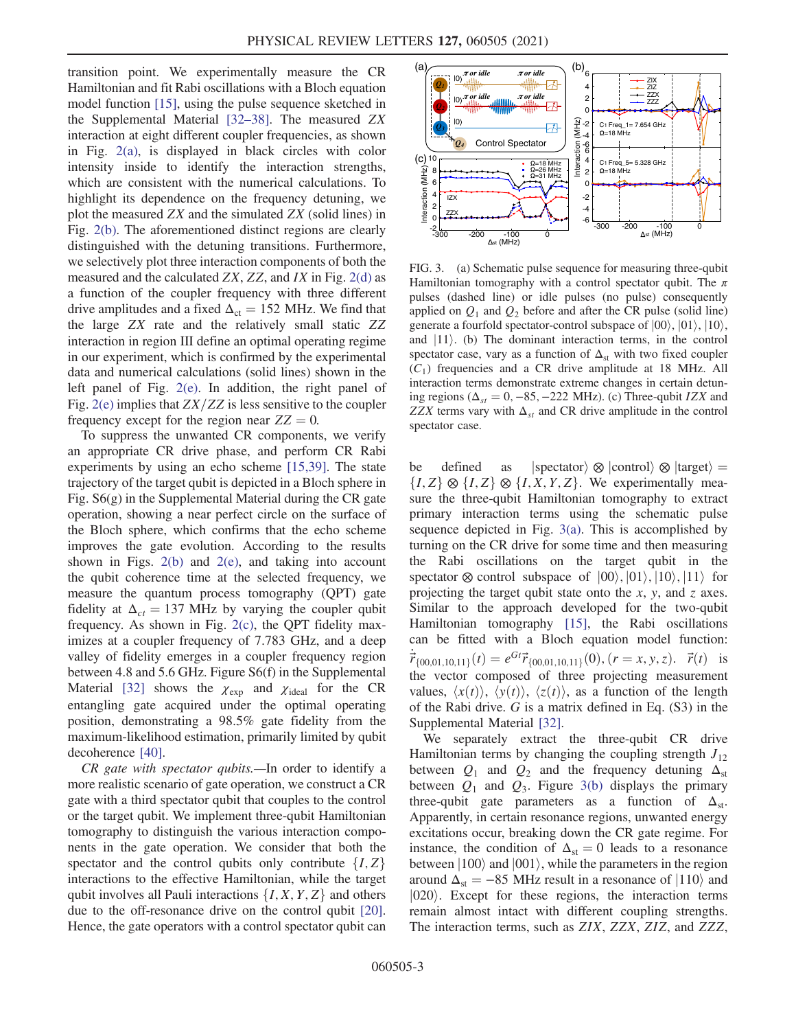transition point. We experimentally measure the CR Hamiltonian and fit Rabi oscillations with a Bloch equation model function [15], using the pulse sequence sketched in the Supplemental Material [32–38]. The measured $ZX$ interaction at eight different coupler frequencies, as shown in Fig. 2(a), is displayed in black circles with color intensity inside to identify the interaction strengths, which are consistent with the numerical calculations. To highlight its dependence on the frequency detuning, we plot the measured $ZX$ and the simulated $ZX$ (solid lines) in Fig. 2(b). The aforementioned distinct regions are clearly distinguished with the detuning transitions. Furthermore, we selectively plot three interaction components of both the measured and the calculated $ZX$, $ZZ$, and $IX$ in Fig. 2(d) as a function of the coupler frequency with three different drive amplitudes and a fixed $\Delta_{ct} = 152$ MHz. We find that the large $ZX$ rate and the relatively small static $ZZ$ interaction in region III define an optimal operating regime in our experiment, which is confirmed by the experimental data and numerical calculations (solid lines) shown in the left panel of Fig. 2(e). In addition, the right panel of Fig. 2(e) implies that $ZX/ZZ$ is less sensitive to the coupler frequency except for the region near $ZZ = 0$.

To suppress the unwanted CR components, we verify an appropriate CR drive phase, and perform CR Rabi experiments by using an echo scheme [15,39]. The state trajectory of the target qubit is depicted in a Bloch sphere in Fig. S6(g) in the Supplemental Material during the CR gate operation, showing a near perfect circle on the surface of the Bloch sphere, which confirms that the echo scheme improves the gate evolution. According to the results shown in Figs. 2(b) and 2(e), and taking into account the qubit coherence time at the selected frequency, we measure the quantum process tomography (QPT) gate fidelity at $\Delta_{ct} = 137$ MHz by varying the coupler qubit frequency. As shown in Fig. 2(c), the QPT fidelity maximizes at a coupler frequency of 7.783 GHz, and a deep valley of fidelity emerges in a coupler frequency region between 4.8 and 5.6 GHz. Figure S6(f) in the Supplemental Material [32] shows the $\chi_{\mathrm{exp}}$ and $\chi_{\mathrm{ideal}}$ for the CR entangling gate acquired under the optimal operating position, demonstrating a 98.5% gate fidelity from the maximum-likelihood estimation, primarily limited by qubit decoherence [40].

*CR gate with spectator qubits.*—In order to identify a more realistic scenario of gate operation, we construct a CR gate with a third spectator qubit that couples to the control or the target qubit. We implement three-qubit Hamiltonian tomography to distinguish the various interaction components in the gate operation. We consider that both the spectator and the control qubits only contribute $\{I, Z\}$ interactions to the effective Hamiltonian, while the target qubit involves all Pauli interactions $\{I, X, Y, Z\}$ and others due to the off-resonance drive on the control qubit [20]. Hence, the gate operators with a control spectator qubit can be defined as $|\mathrm{spectator}\rangle \otimes |\mathrm{control}\rangle \otimes |\mathrm{target}\rangle = \{I, Z\} \otimes \{I, Z\} \otimes \{I, X, Y, Z\}$. We experimentally measure the three-qubit Hamiltonian tomography to extract primary interaction terms using the schematic pulse sequence depicted in Fig. 3(a). This is accomplished by turning on the CR drive for some time and then measuring the Rabi oscillations on the target qubit in the spectator $\otimes$ control subspace of $|00\rangle, |01\rangle, |10\rangle, |11\rangle$ for projecting the target qubit state onto the $x$, $y$, and $z$ axes. Similar to the approach developed for the two-qubit Hamiltonian tomography [15], the Rabi oscillations can be fitted with a Bloch equation model function: $\dot{\vec{r}}_{\{00,01,10,11\}}(t) = e^{Gt}\vec{r}_{\{00,01,10,11\}}(0), (r = x, y, z)$. $\vec{r}(t)$ is the vector composed of three projecting measurement values, $\langle x(t)\rangle$, $\langle y(t)\rangle$, $\langle z(t)\rangle$, as a function of the length of the Rabi drive. $G$ is a matrix defined in Eq. (S3) in the Supplemental Material [32].

We separately extract the three-qubit CR drive Hamiltonian terms by changing the coupling strength $J_{12}$ between $Q_1$ and $Q_2$ and the frequency detuning $\Delta_{\mathrm{st}}$ between $Q_1$ and $Q_3$. Figure 3(b) displays the primary three-qubit gate parameters as a function of $\Delta_{\mathrm{st}}$. Apparently, in certain resonance regions, unwanted energy excitations occur, breaking down the CR gate regime. For instance, the condition of $\Delta_{\mathrm{st}} = 0$ leads to a resonance between $|100\rangle$ and $|001\rangle$, while the parameters in the region around $\Delta_{\mathrm{st}} = -85$ MHz result in a resonance of $|110\rangle$ and $|020\rangle$. Except for these regions, the interaction terms remain almost intact with different coupling strengths. The interaction terms, such as $ZIX$, $ZZX$, $ZIZ$, and $ZZZ$,

FIG. 3. (a) Schematic pulse sequence for measuring three-qubit Hamiltonian tomography with a control spectator qubit. The $\pi$ pulses (dashed line) or idle pulses (no pulse) consequently applied on $Q_1$ and $Q_2$ before and after the CR pulse (solid line) generate a fourfold spectator-control subspace of $|00\rangle$, $|01\rangle$, $|10\rangle$, and $|11\rangle$. (b) The dominant interaction terms, in the control spectator case, vary as a function of $\Delta_{\mathrm{st}}$ with two fixed coupler ($C_1$) frequencies and a CR drive amplitude at 18 MHz. All interaction terms demonstrate extreme changes in certain detuning regions ($\Delta_{st} = 0, -85, -222$ MHz). (c) Three-qubit $IZX$ and $ZZX$ terms vary with $\Delta_{st}$ and CR drive amplitude in the control spectator case.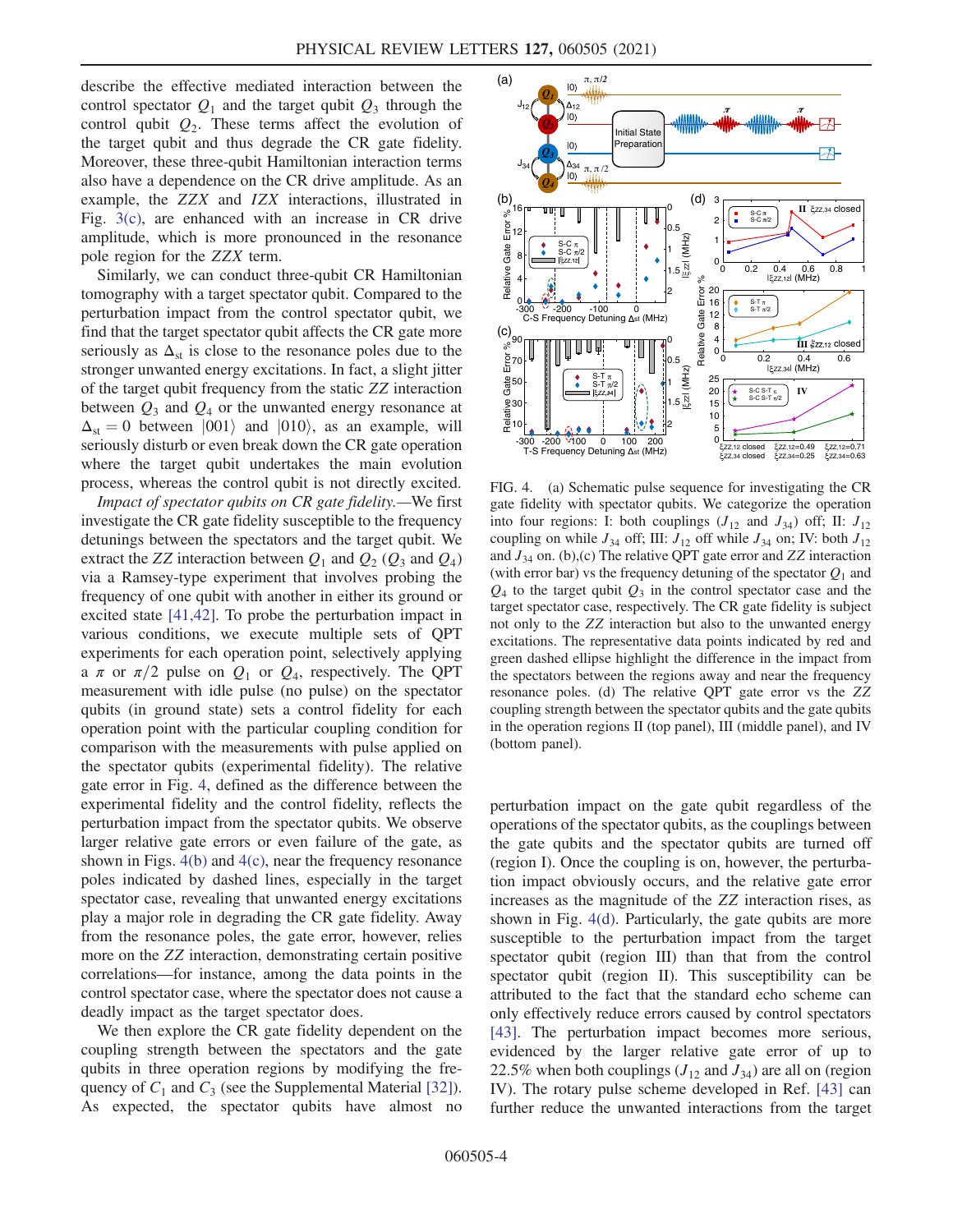describe the effective mediated interaction between the control spectator $Q_1$ and the target qubit $Q_3$ through the control qubit $Q_2$. These terms affect the evolution of the target qubit and thus degrade the CR gate fidelity. Moreover, these three-qubit Hamiltonian interaction terms also have a dependence on the CR drive amplitude. As an example, the $ZZX$ and $IZX$ interactions, illustrated in Fig. 3(c), are enhanced with an increase in CR drive amplitude, which is more pronounced in the resonance pole region for the $ZZX$ term.

Similarly, we can conduct three-qubit CR Hamiltonian tomography with a target spectator qubit. Compared to the perturbation impact from the control spectator qubit, we find that the target spectator qubit affects the CR gate more seriously as $\Delta_{st}$ is close to the resonance poles due to the stronger unwanted energy excitations. In fact, a slight jitter of the target qubit frequency from the static $ZZ$ interaction between $Q_3$ and $Q_4$ or the unwanted energy resonance at $\Delta_{st} = 0$ between $|001\rangle$ and $|010\rangle$, as an example, will seriously disturb or even break down the CR gate operation where the target qubit undertakes the main evolution process, whereas the control qubit is not directly excited.

*Impact of spectator qubits on CR gate fidelity.*—We first investigate the CR gate fidelity susceptible to the frequency detunings between the spectators and the target qubit. We extract the $ZZ$ interaction between $Q_1$ and $Q_2$ ($Q_3$ and $Q_4$) via a Ramsey-type experiment that involves probing the frequency of one qubit with another in either its ground or excited state [41,42]. To probe the perturbation impact in various conditions, we execute multiple sets of QPT experiments for each operation point, selectively applying a $\pi$ or $\pi/2$ pulse on $Q_1$ or $Q_4$, respectively. The QPT measurement with idle pulse (no pulse) on the spectator qubits (in ground state) sets a control fidelity for each operation point with the particular coupling condition for comparison with the measurements with pulse applied on the spectator qubits (experimental fidelity). The relative gate error in Fig. 4, defined as the difference between the experimental fidelity and the control fidelity, reflects the perturbation impact from the spectator qubits. We observe larger relative gate errors or even failure of the gate, as shown in Figs. 4(b) and 4(c), near the frequency resonance poles indicated by dashed lines, especially in the target spectator case, revealing that unwanted energy excitations play a major role in degrading the CR gate fidelity. Away from the resonance poles, the gate error, however, relies more on the $ZZ$ interaction, demonstrating certain positive correlations—for instance, among the data points in the control spectator case, where the spectator does not cause a deadly impact as the target spectator does.

We then explore the CR gate fidelity dependent on the coupling strength between the spectators and the gate qubits in three operation regions by modifying the frequency of $C_1$ and $C_3$ (see the Supplemental Material [32]). As expected, the spectator qubits have almost no perturbation impact on the gate qubit regardless of the operations of the spectator qubits, as the couplings between the gate qubits and the spectator qubits are turned off (region I). Once the coupling is on, however, the perturbation impact obviously occurs, and the relative gate error increases as the magnitude of the $ZZ$ interaction rises, as shown in Fig. 4(d). Particularly, the gate qubits are more susceptible to the perturbation impact from the target spectator qubit (region III) than that from the control spectator qubit (region II). This susceptibility can be attributed to the fact that the standard echo scheme can only effectively reduce errors caused by control spectators [43]. The perturbation impact becomes more serious, evidenced by the larger relative gate error of up to 22.5% when both couplings ($J_{12}$ and $J_{34}$) are all on (region IV). The rotary pulse scheme developed in Ref. [43] can further reduce the unwanted interactions from the target

FIG. 4. (a) Schematic pulse sequence for investigating the CR gate fidelity with spectator qubits. We categorize the operation into four regions: I: both couplings ($J_{12}$ and $J_{34}$) off; II: $J_{12}$ coupling on while $J_{34}$ off; III: $J_{12}$ off while $J_{34}$ on; IV: both $J_{12}$ and $J_{34}$ on. (b),(c) The relative QPT gate error and $ZZ$ interaction (with error bar) vs the frequency detuning of the spectator $Q_1$ and $Q_4$ to the target qubit $Q_3$ in the control spectator case and the target spectator case, respectively. The CR gate fidelity is subject not only to the $ZZ$ interaction but also to the unwanted energy excitations. The representative data points indicated by red and green dashed ellipse highlight the difference in the impact from the spectators between the regions away and near the frequency resonance poles. (d) The relative QPT gate error vs the $ZZ$ coupling strength between the spectator qubits and the gate qubits in the operation regions II (top panel), III (middle panel), and IV (bottom panel).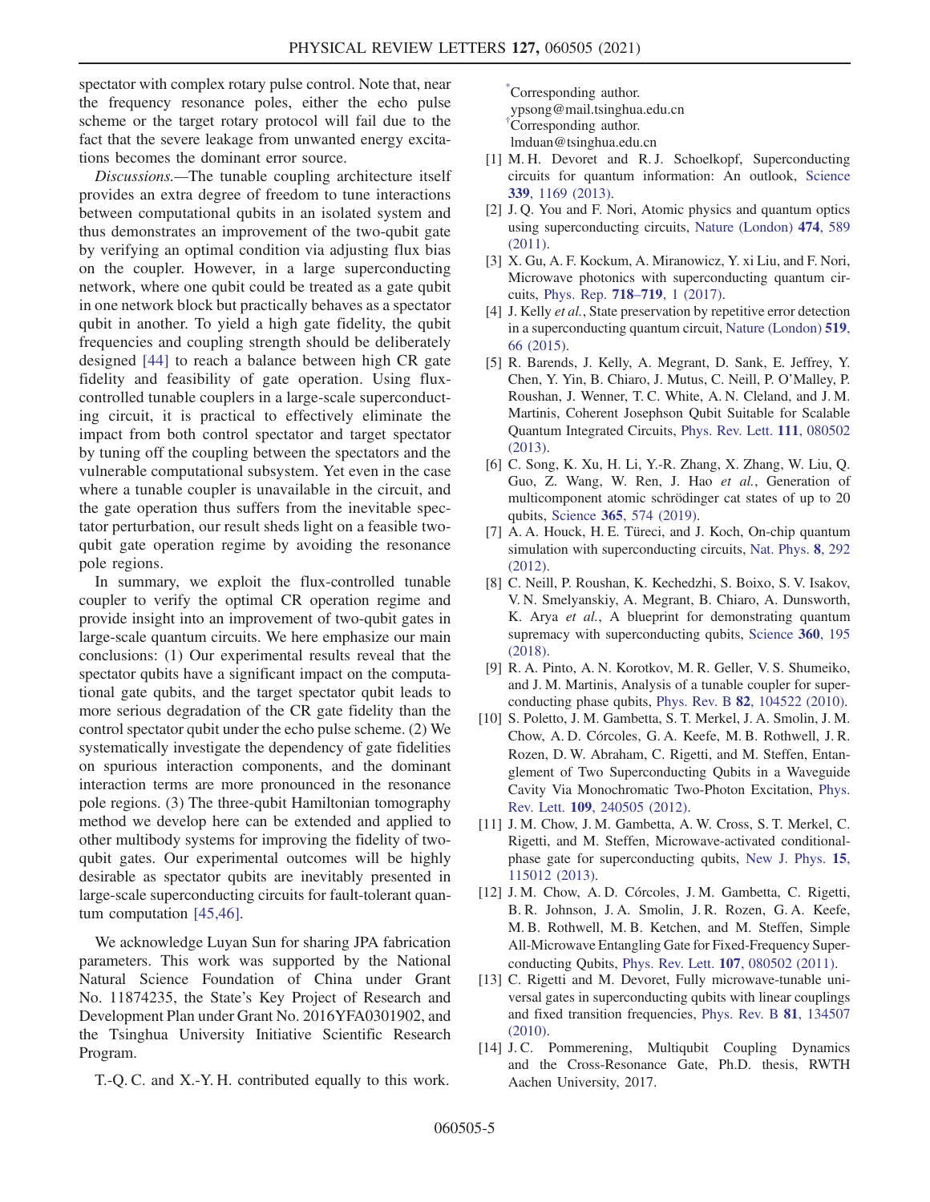spectator with complex rotary pulse control. Note that, near the frequency resonance poles, either the echo pulse scheme or the target rotary protocol will fail due to the fact that the severe leakage from unwanted energy excitations becomes the dominant error source.

*Discussions.*—The tunable coupling architecture itself provides an extra degree of freedom to tune interactions between computational qubits in an isolated system and thus demonstrates an improvement of the two-qubit gate by verifying an optimal condition via adjusting flux bias on the coupler. However, in a large superconducting network, where one qubit could be treated as a gate qubit in one network block but practically behaves as a spectator qubit in another. To yield a high gate fidelity, the qubit frequencies and coupling strength should be deliberately designed [44] to reach a balance between high CR gate fidelity and feasibility of gate operation. Using flux-controlled tunable couplers in a large-scale superconducting circuit, it is practical to effectively eliminate the impact from both control spectator and target spectator by tuning off the coupling between the spectators and the vulnerable computational subsystem. Yet even in the case where a tunable coupler is unavailable in the circuit, and the gate operation thus suffers from the inevitable spectator perturbation, our result sheds light on a feasible two-qubit gate operation regime by avoiding the resonance pole regions.

In summary, we exploit the flux-controlled tunable coupler to verify the optimal CR operation regime and provide insight into an improvement of two-qubit gates in large-scale quantum circuits. We here emphasize our main conclusions: (1) Our experimental results reveal that the spectator qubits have a significant impact on the computational gate qubits, and the target spectator qubit leads to more serious degradation of the CR gate fidelity than the control spectator qubit under the echo pulse scheme. (2) We systematically investigate the dependency of gate fidelities on spurious interaction components, and the dominant interaction terms are more pronounced in the resonance pole regions. (3) The three-qubit Hamiltonian tomography method we develop here can be extended and applied to other multibody systems for improving the fidelity of two-qubit gates. Our experimental outcomes will be highly desirable as spectator qubits are inevitably presented in large-scale superconducting circuits for fault-tolerant quantum computation [45,46].

We acknowledge Luyan Sun for sharing JPA fabrication parameters. This work was supported by the National Natural Science Foundation of China under Grant No. 11874235, the State's Key Project of Research and Development Plan under Grant No. 2016YFA0301902, and the Tsinghua University Initiative Scientific Research Program.

T.-Q. C. and X.-Y. H. contributed equally to this work.

[*]Corresponding author.
ypsong@mail.tsinghua.edu.cn

[†]Corresponding author.
lmduan@tsinghua.edu.cn

[1] M. H. Devoret and R. J. Schoelkopf, Superconducting circuits for quantum information: An outlook, Science **339**, 1169 (2013).

[2] J. Q. You and F. Nori, Atomic physics and quantum optics using superconducting circuits, Nature (London) **474**, 589 (2011).

[3] X. Gu, A. F. Kockum, A. Miranowicz, Y. xi Liu, and F. Nori, Microwave photonics with superconducting quantum circuits, Phys. Rep. **718–719**, 1 (2017).

[4] J. Kelly *et al.*, State preservation by repetitive error detection in a superconducting quantum circuit, Nature (London) **519**, 66 (2015).

[5] R. Barends, J. Kelly, A. Megrant, D. Sank, E. Jeffrey, Y. Chen, Y. Yin, B. Chiaro, J. Mutus, C. Neill, P. O'Malley, P. Roushan, J. Wenner, T. C. White, A. N. Cleland, and J. M. Martinis, Coherent Josephson Qubit Suitable for Scalable Quantum Integrated Circuits, Phys. Rev. Lett. **111**, 080502 (2013).

[6] C. Song, K. Xu, H. Li, Y.-R. Zhang, X. Zhang, W. Liu, Q. Guo, Z. Wang, W. Ren, J. Hao *et al.*, Generation of multicomponent atomic schrödinger cat states of up to 20 qubits, Science **365**, 574 (2019).

[7] A. A. Houck, H. E. Türeci, and J. Koch, On-chip quantum simulation with superconducting circuits, Nat. Phys. **8**, 292 (2012).

[8] C. Neill, P. Roushan, K. Kechedzhi, S. Boixo, S. V. Isakov, V. N. Smelyanskiy, A. Megrant, B. Chiaro, A. Dunsworth, K. Arya *et al.*, A blueprint for demonstrating quantum supremacy with superconducting qubits, Science **360**, 195 (2018).

[9] R. A. Pinto, A. N. Korotkov, M. R. Geller, V. S. Shumeiko, and J. M. Martinis, Analysis of a tunable coupler for superconducting phase qubits, Phys. Rev. B **82**, 104522 (2010).

[10] S. Poletto, J. M. Gambetta, S. T. Merkel, J. A. Smolin, J. M. Chow, A. D. Córcoles, G. A. Keefe, M. B. Rothwell, J. R. Rozen, D. W. Abraham, C. Rigetti, and M. Steffen, Entanglement of Two Superconducting Qubits in a Waveguide Cavity Via Monochromatic Two-Photon Excitation, Phys. Rev. Lett. **109**, 240505 (2012).

[11] J. M. Chow, J. M. Gambetta, A. W. Cross, S. T. Merkel, C. Rigetti, and M. Steffen, Microwave-activated conditional-phase gate for superconducting qubits, New J. Phys. **15**, 115012 (2013).

[12] J. M. Chow, A. D. Córcoles, J. M. Gambetta, C. Rigetti, B. R. Johnson, J. A. Smolin, J. R. Rozen, G. A. Keefe, M. B. Rothwell, M. B. Ketchen, and M. Steffen, Simple All-Microwave Entangling Gate for Fixed-Frequency Superconducting Qubits, Phys. Rev. Lett. **107**, 080502 (2011).

[13] C. Rigetti and M. Devoret, Fully microwave-tunable universal gates in superconducting qubits with linear couplings and fixed transition frequencies, Phys. Rev. B **81**, 134507 (2010).

[14] J. C. Pommerening, Multiqubit Coupling Dynamics and the Cross-Resonance Gate, Ph.D. thesis, RWTH Aachen University, 2017.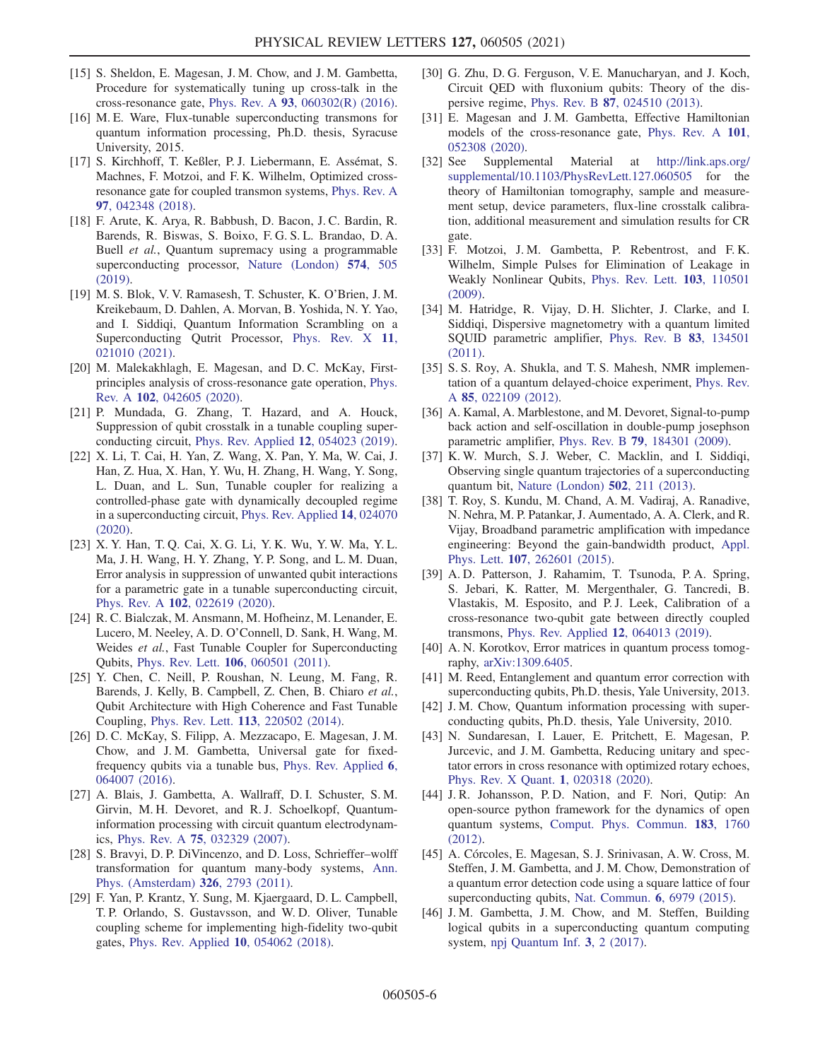[15] S. Sheldon, E. Magesan, J. M. Chow, and J. M. Gambetta, Procedure for systematically tuning up cross-talk in the cross-resonance gate, Phys. Rev. A **93**, 060302(R) (2016).

[16] M. E. Ware, Flux-tunable superconducting transmons for quantum information processing, Ph.D. thesis, Syracuse University, 2015.

[17] S. Kirchhoff, T. Keßler, P. J. Liebermann, E. Assémat, S. Machnes, F. Motzoi, and F. K. Wilhelm, Optimized cross-resonance gate for coupled transmon systems, Phys. Rev. A **97**, 042348 (2018).

[18] F. Arute, K. Arya, R. Babbush, D. Bacon, J. C. Bardin, R. Barends, R. Biswas, S. Boixo, F. G. S. L. Brandao, D. A. Buell *et al.*, Quantum supremacy using a programmable superconducting processor, Nature (London) **574**, 505 (2019).

[19] M. S. Blok, V. V. Ramasesh, T. Schuster, K. O'Brien, J. M. Kreikebaum, D. Dahlen, A. Morvan, B. Yoshida, N. Y. Yao, and I. Siddiqi, Quantum Information Scrambling on a Superconducting Qutrit Processor, Phys. Rev. X **11**, 021010 (2021).

[20] M. Malekakhlagh, E. Magesan, and D. C. McKay, First-principles analysis of cross-resonance gate operation, Phys. Rev. A **102**, 042605 (2020).

[21] P. Mundada, G. Zhang, T. Hazard, and A. Houck, Suppression of qubit crosstalk in a tunable coupling superconducting circuit, Phys. Rev. Applied **12**, 054023 (2019).

[22] X. Li, T. Cai, H. Yan, Z. Wang, X. Pan, Y. Ma, W. Cai, J. Han, Z. Hua, X. Han, Y. Wu, H. Zhang, H. Wang, Y. Song, L. Duan, and L. Sun, Tunable coupler for realizing a controlled-phase gate with dynamically decoupled regime in a superconducting circuit, Phys. Rev. Applied **14**, 024070 (2020).

[23] X. Y. Han, T. Q. Cai, X. G. Li, Y. K. Wu, Y. W. Ma, Y. L. Ma, J. H. Wang, H. Y. Zhang, Y. P. Song, and L. M. Duan, Error analysis in suppression of unwanted qubit interactions for a parametric gate in a tunable superconducting circuit, Phys. Rev. A **102**, 022619 (2020).

[24] R. C. Bialczak, M. Ansmann, M. Hofheinz, M. Lenander, E. Lucero, M. Neeley, A. D. O'Connell, D. Sank, H. Wang, M. Weides *et al.*, Fast Tunable Coupler for Superconducting Qubits, Phys. Rev. Lett. **106**, 060501 (2011).

[25] Y. Chen, C. Neill, P. Roushan, N. Leung, M. Fang, R. Barends, J. Kelly, B. Campbell, Z. Chen, B. Chiaro *et al.*, Qubit Architecture with High Coherence and Fast Tunable Coupling, Phys. Rev. Lett. **113**, 220502 (2014).

[26] D. C. McKay, S. Filipp, A. Mezzacapo, E. Magesan, J. M. Chow, and J. M. Gambetta, Universal gate for fixed-frequency qubits via a tunable bus, Phys. Rev. Applied **6**, 064007 (2016).

[27] A. Blais, J. Gambetta, A. Wallraff, D. I. Schuster, S. M. Girvin, M. H. Devoret, and R. J. Schoelkopf, Quantum-information processing with circuit quantum electrodynamics, Phys. Rev. A **75**, 032329 (2007).

[28] S. Bravyi, D. P. DiVincenzo, and D. Loss, Schrieffer–wolff transformation for quantum many-body systems, Ann. Phys. (Amsterdam) **326**, 2793 (2011).

[29] F. Yan, P. Krantz, Y. Sung, M. Kjaergaard, D. L. Campbell, T. P. Orlando, S. Gustavsson, and W. D. Oliver, Tunable coupling scheme for implementing high-fidelity two-qubit gates, Phys. Rev. Applied **10**, 054062 (2018).

[30] G. Zhu, D. G. Ferguson, V. E. Manucharyan, and J. Koch, Circuit QED with fluxonium qubits: Theory of the dispersive regime, Phys. Rev. B **87**, 024510 (2013).

[31] E. Magesan and J. M. Gambetta, Effective Hamiltonian models of the cross-resonance gate, Phys. Rev. A **101**, 052308 (2020).

[32] See Supplemental Material at http://link.aps.org/supplemental/10.1103/PhysRevLett.127.060505 for the theory of Hamiltonian tomography, sample and measurement setup, device parameters, flux-line crosstalk calibration, additional measurement and simulation results for CR gate.

[33] F. Motzoi, J. M. Gambetta, P. Rebentrost, and F. K. Wilhelm, Simple Pulses for Elimination of Leakage in Weakly Nonlinear Qubits, Phys. Rev. Lett. **103**, 110501 (2009).

[34] M. Hatridge, R. Vijay, D. H. Slichter, J. Clarke, and I. Siddiqi, Dispersive magnetometry with a quantum limited SQUID parametric amplifier, Phys. Rev. B **83**, 134501 (2011).

[35] S. S. Roy, A. Shukla, and T. S. Mahesh, NMR implementation of a quantum delayed-choice experiment, Phys. Rev. A **85**, 022109 (2012).

[36] A. Kamal, A. Marblestone, and M. Devoret, Signal-to-pump back action and self-oscillation in double-pump josephson parametric amplifier, Phys. Rev. B **79**, 184301 (2009).

[37] K. W. Murch, S. J. Weber, C. Macklin, and I. Siddiqi, Observing single quantum trajectories of a superconducting quantum bit, Nature (London) **502**, 211 (2013).

[38] T. Roy, S. Kundu, M. Chand, A. M. Vadiraj, A. Ranadive, N. Nehra, M. P. Patankar, J. Aumentado, A. A. Clerk, and R. Vijay, Broadband parametric amplification with impedance engineering: Beyond the gain-bandwidth product, Appl. Phys. Lett. **107**, 262601 (2015).

[39] A. D. Patterson, J. Rahamim, T. Tsunoda, P. A. Spring, S. Jebari, K. Ratter, M. Mergenthaler, G. Tancredi, B. Vlastakis, M. Esposito, and P. J. Leek, Calibration of a cross-resonance two-qubit gate between directly coupled transmons, Phys. Rev. Applied **12**, 064013 (2019).

[40] A. N. Korotkov, Error matrices in quantum process tomography, arXiv:1309.6405.

[41] M. Reed, Entanglement and quantum error correction with superconducting qubits, Ph.D. thesis, Yale University, 2013.

[42] J. M. Chow, Quantum information processing with superconducting qubits, Ph.D. thesis, Yale University, 2010.

[43] N. Sundaresan, I. Lauer, E. Pritchett, E. Magesan, P. Jurcevic, and J. M. Gambetta, Reducing unitary and spectator errors in cross resonance with optimized rotary echoes, Phys. Rev. X Quant. **1**, 020318 (2020).

[44] J. R. Johansson, P. D. Nation, and F. Nori, Qutip: An open-source python framework for the dynamics of open quantum systems, Comput. Phys. Commun. **183**, 1760 (2012).

[45] A. Córcoles, E. Magesan, S. J. Srinivasan, A. W. Cross, M. Steffen, J. M. Gambetta, and J. M. Chow, Demonstration of a quantum error detection code using a square lattice of four superconducting qubits, Nat. Commun. **6**, 6979 (2015).

[46] J. M. Gambetta, J. M. Chow, and M. Steffen, Building logical qubits in a superconducting quantum computing system, npj Quantum Inf. **3**, 2 (2017).